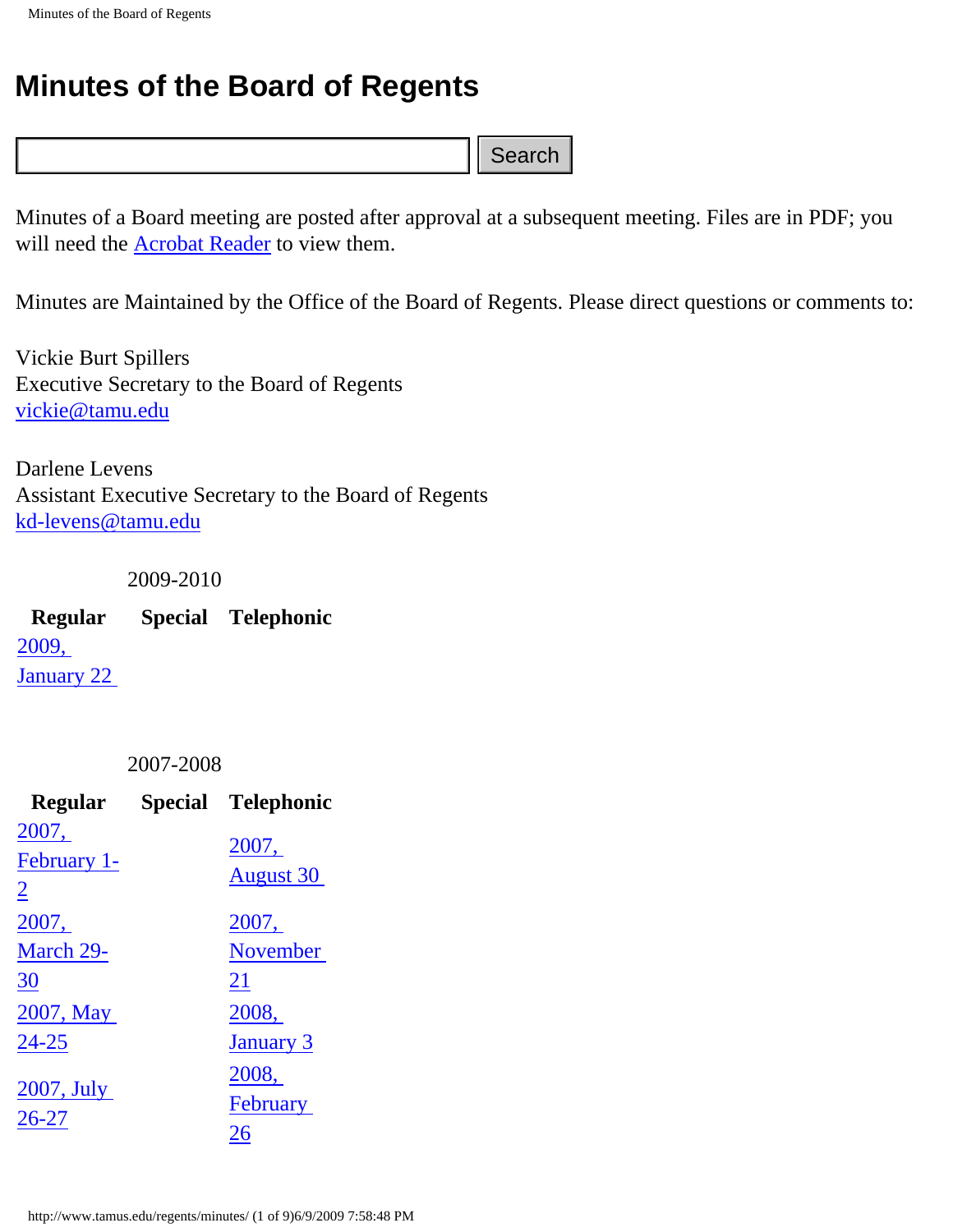# Minutes of the Board of Regents

Search

Minutes of a Board meeting are posted after approval at a subsequent meeting. Files are in PDF; you will need the Acrobat Reader to view them.

Minutes are Maintained by the Office of the Board of Regents. Please direct questions or comments to:

Vickie Burt Spillers
Executive Secretary to the Board of Regents
vickie@tamu.edu

Darlene Levens
Assistant Executive Secretary to the Board of Regents
kd-levens@tamu.edu

2009-2010

| Regular | Special | Telephonic |
| --- | --- | --- |
| 2009, January 22 | | |

2007-2008

| Regular | Special | Telephonic |
| --- | --- | --- |
| 2007, February 1-2 | | 2007, August 30 |
| 2007, March 29-30 | | 2007, November 21 |
| 2007, May 24-25 | | 2008, January 3 |
| 2007, July 26-27 | | 2008, February 26 |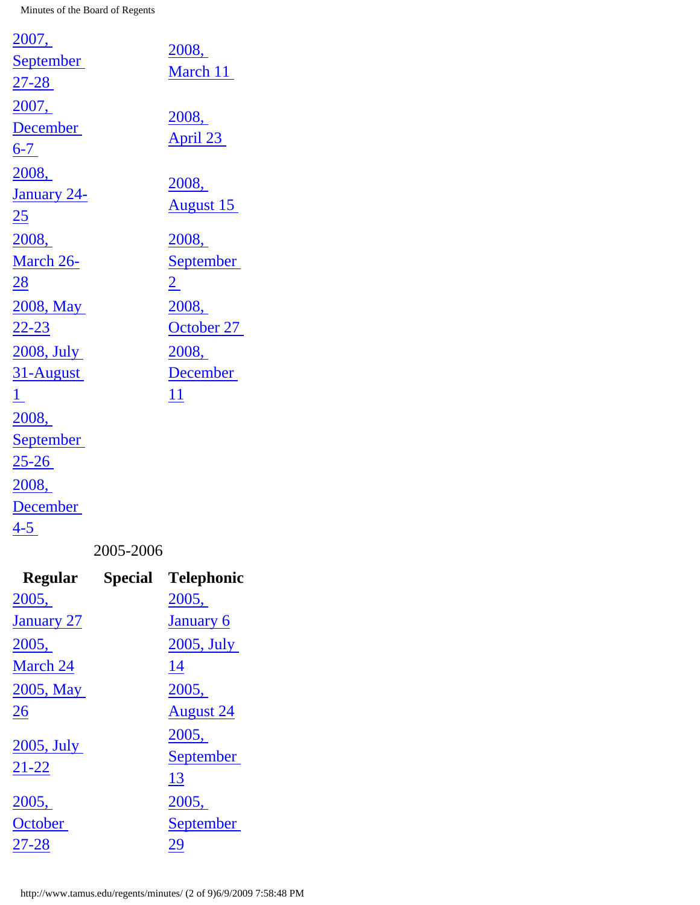| Regular | Special | Telephonic |
|---|---|---|
| 2007, September 27-28 | | 2008, March 11 |
| 2007, December 6-7 | | 2008, April 23 |
| 2008, January 24-25 | | 2008, August 15 |
| 2008, March 26-28 | | 2008, September 2 |
| 2008, May 22-23 | | 2008, October 27 |
| 2008, July 31-August 1 | | 2008, December 11 |
| 2008, September 25-26 | | |
| 2008, December 4-5 | | |

2005-2006

| Regular | Special | Telephonic |
|---|---|---|
| 2005, January 27 | | 2005, January 6 |
| 2005, March 24 | | 2005, July 14 |
| 2005, May 26 | | 2005, August 24 |
| 2005, July 21-22 | | 2005, September 13 |
| 2005, October 27-28 | | 2005, September 29 |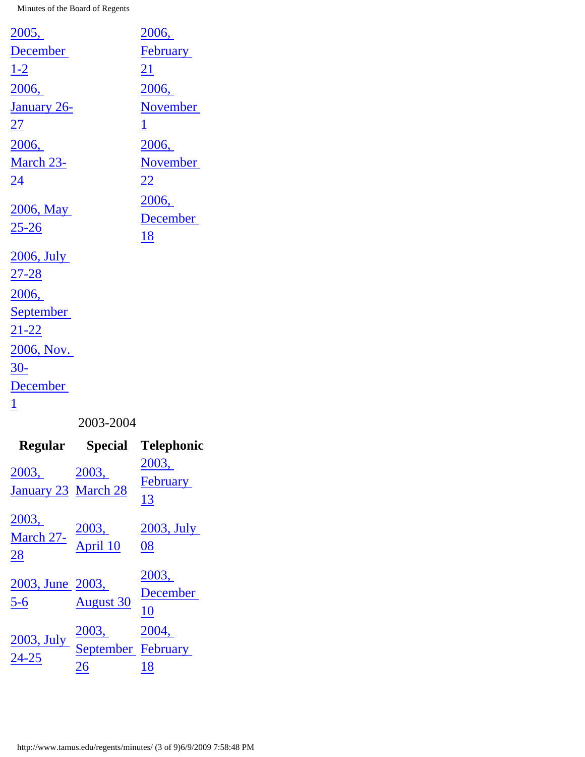| | | |
|---|---|---|
| 2005, December 1-2 | | 2006, February 21 |
| 2006, January 26-27 | | 2006, November 1 |
| 2006, March 23-24 | | 2006, November 22 |
| 2006, May 25-26 | | 2006, December 18 |
| 2006, July 27-28 | | |
| 2006, September 21-22 | | |
| 2006, Nov. 30-December 1 | | |

2003-2004

| Regular | Special | Telephonic |
|---|---|---|
| 2003, January 23 | 2003, March 28 | 2003, February 13 |
| 2003, March 27-28 | 2003, April 10 | 2003, July 08 |
| 2003, June 5-6 | 2003, August 30 | 2003, December 10 |
| 2003, July 24-25 | 2003, September 26 | 2004, February 18 |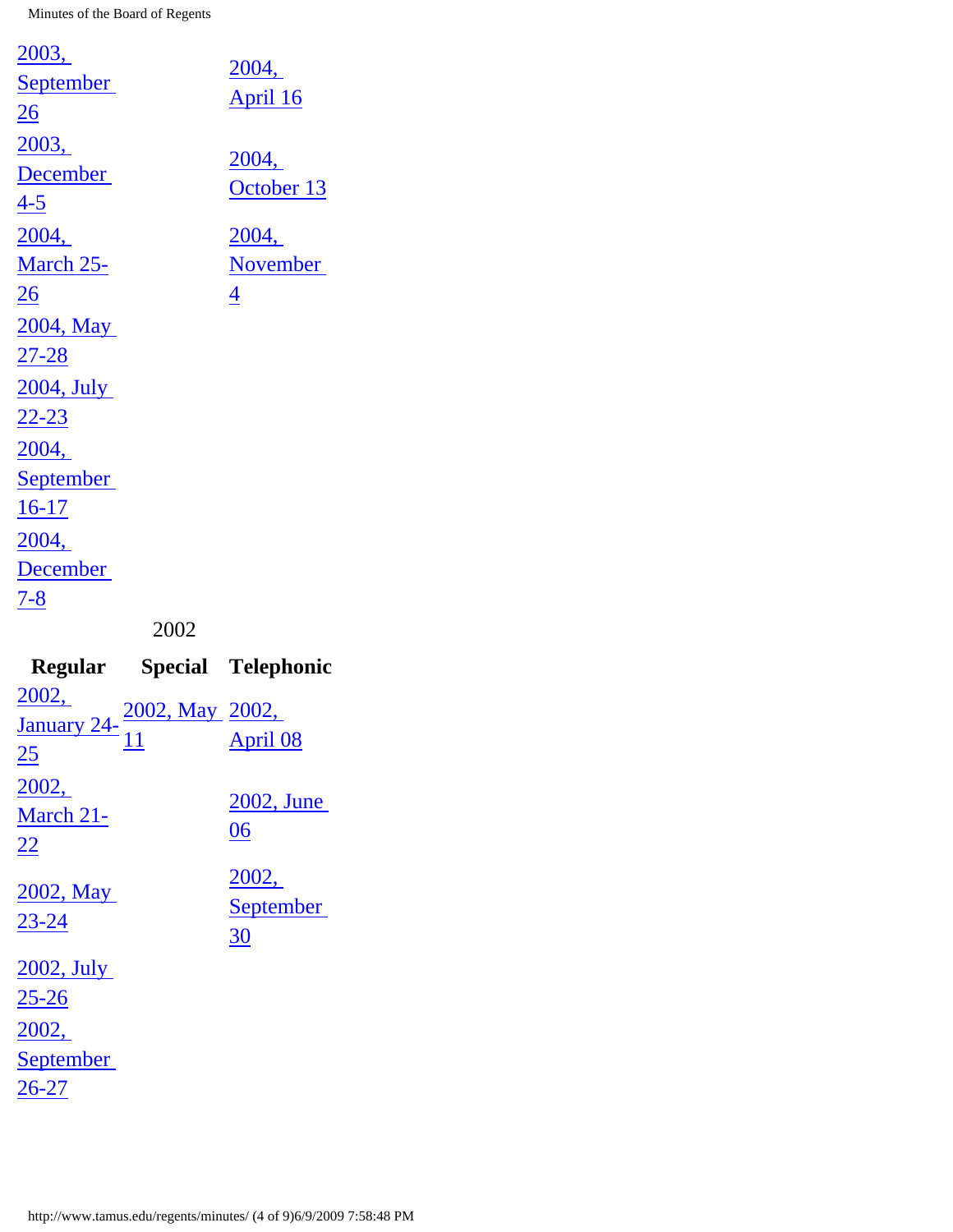| | | |
|---|---|---|
| 2003, September 26 | | 2004, April 16 |
| 2003, December 4-5 | | 2004, October 13 |
| 2004, March 25-26 | | 2004, November 4 |
| 2004, May 27-28 | | |
| 2004, July 22-23 | | |
| 2004, September 16-17 | | |
| 2004, December 7-8 | | |

2002

| Regular | Special | Telephonic |
|---|---|---|
| 2002, January 24-25 | 2002, May 11 | 2002, April 08 |
| 2002, March 21-22 | | 2002, June 06 |
| 2002, May 23-24 | | 2002, September 30 |
| 2002, July 25-26 | | |
| 2002, September 26-27 | | |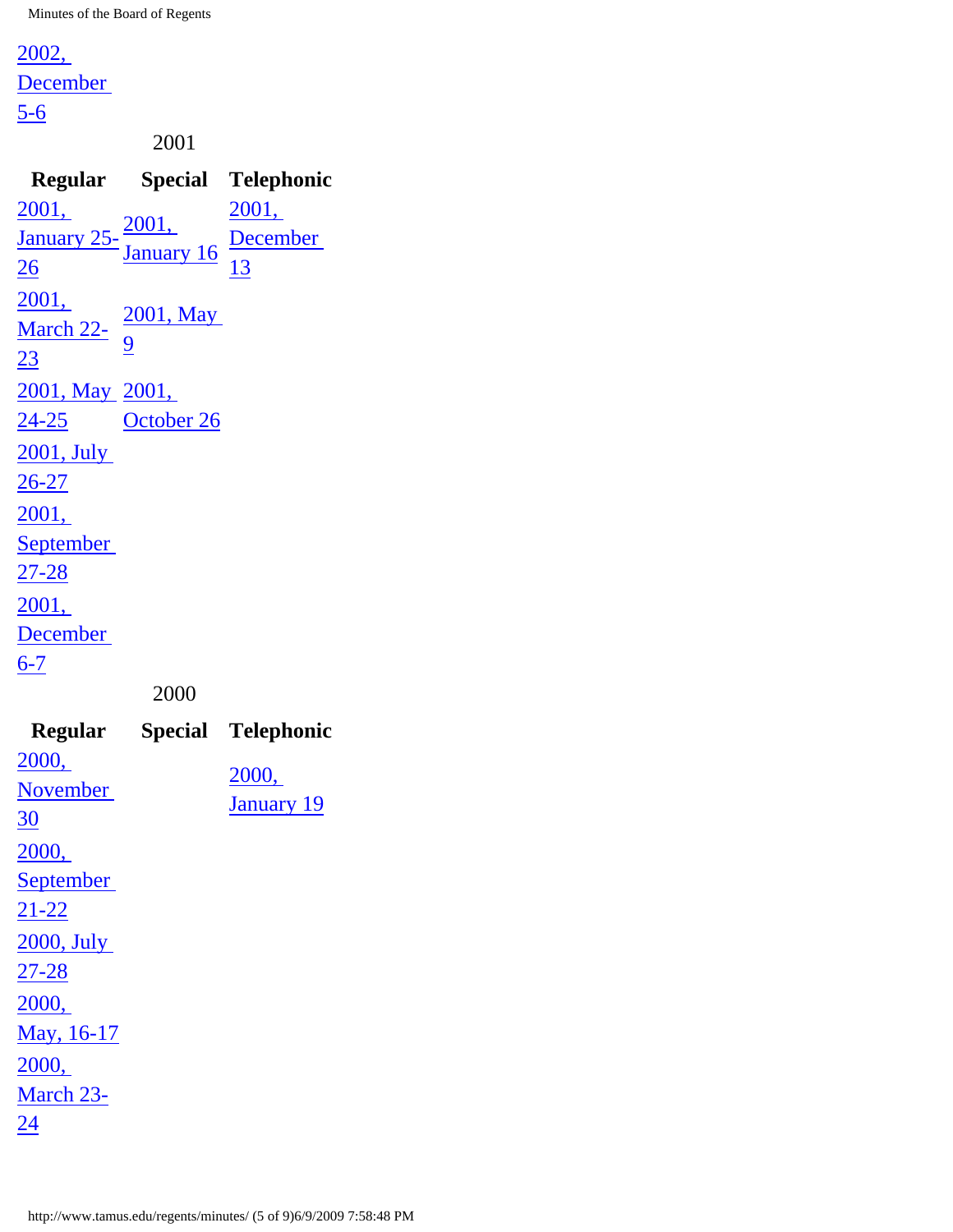2002, December 5-6

2001

| Regular | Special | Telephonic |
| --- | --- | --- |
| 2001, January 25-26 | 2001, January 16 | 2001, December 13 |
| 2001, March 22-23 | 2001, May 9 | |
| 2001, May 24-25 | 2001, October 26 | |
| 2001, July 26-27 | | |
| 2001, September 27-28 | | |
| 2001, December 6-7 | | |

2000

| Regular | Special | Telephonic |
| --- | --- | --- |
| 2000, November 30 | | 2000, January 19 |
| 2000, September 21-22 | | |
| 2000, July 27-28 | | |
| 2000, May, 16-17 | | |
| 2000, March 23-24 | | |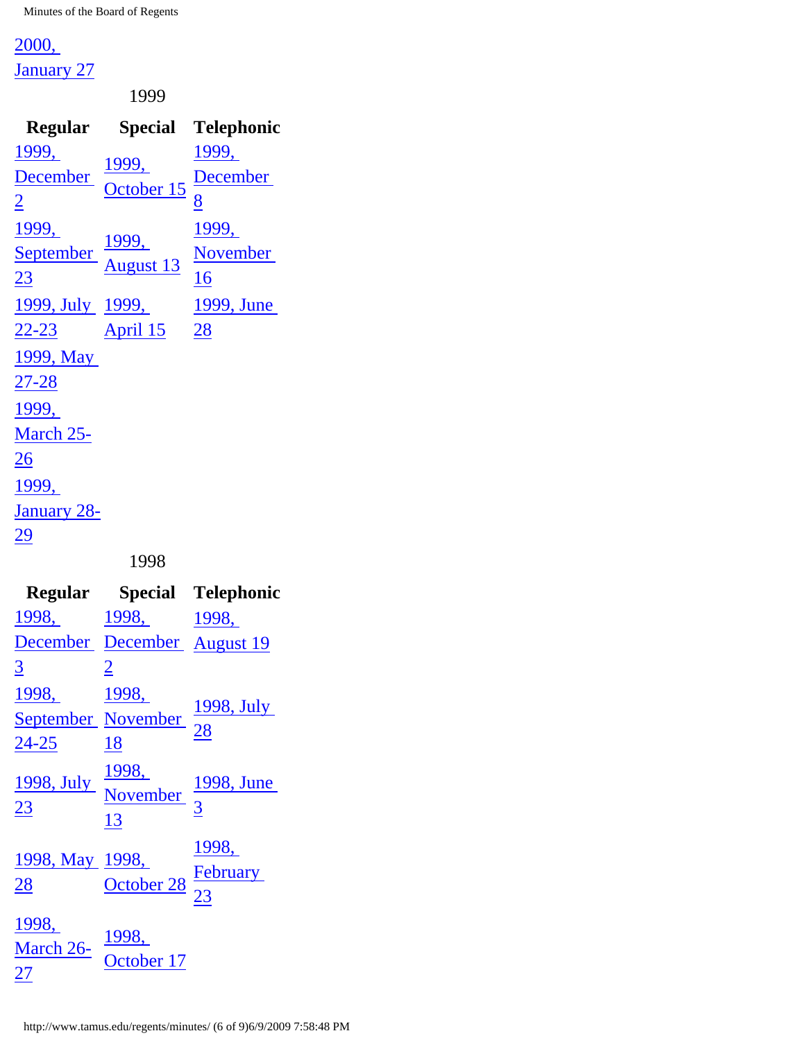2000, January 27

1999

| Regular | Special | Telephonic |
|---|---|---|
| 1999, December 2 | 1999, October 15 | 1999, December 8 |
| 1999, September 23 | 1999, August 13 | 1999, November 16 |
| 1999, July 22-23 | 1999, April 15 | 1999, June 28 |
| 1999, May 27-28 | | |
| 1999, March 25-26 | | |
| 1999, January 28-29 | | |

1998

| Regular | Special | Telephonic |
|---|---|---|
| 1998, December 3 | 1998, December 2 | 1998, August 19 |
| 1998, September 24-25 | 1998, November 18 | 1998, July 28 |
| 1998, July 23 | 1998, November 13 | 1998, June 3 |
| 1998, May 28 | 1998, October 28 | 1998, February 23 |
| 1998, March 26-27 | 1998, October 17 | |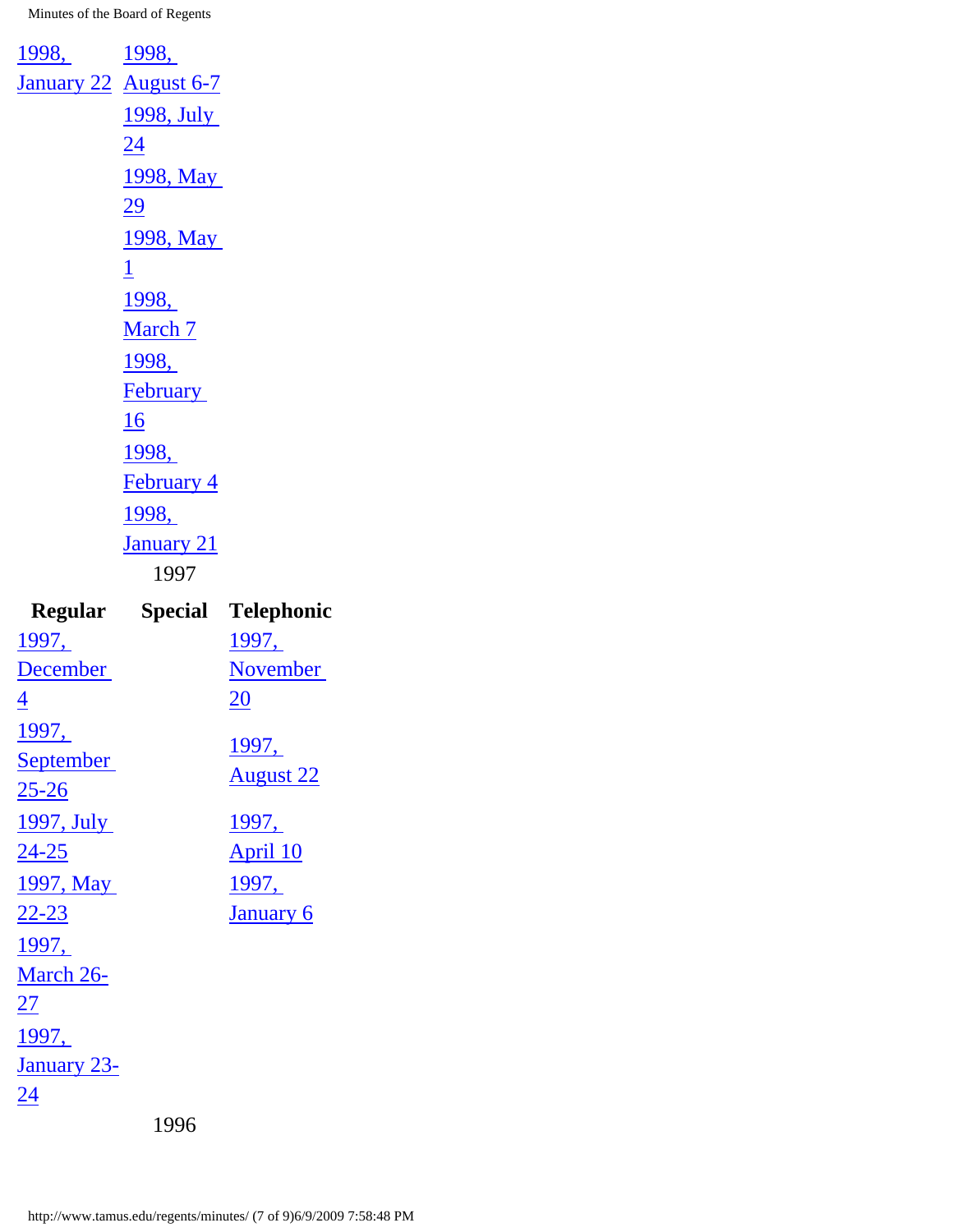| | | |
|---|---|---|
| 1998, January 22 | 1998, August 6-7 | |
| | 1998, July 24 | |
| | 1998, May 29 | |
| | 1998, May 1 | |
| | 1998, March 7 | |
| | 1998, February 16 | |
| | 1998, February 4 | |
| | 1998, January 21 | |

1997

| Regular | Special | Telephonic |
|---|---|---|
| 1997, December 4 | | 1997, November 20 |
| 1997, September 25-26 | | 1997, August 22 |
| 1997, July 24-25 | | 1997, April 10 |
| 1997, May 22-23 | | 1997, January 6 |
| 1997, March 26-27 | | |
| 1997, January 23-24 | | |

1996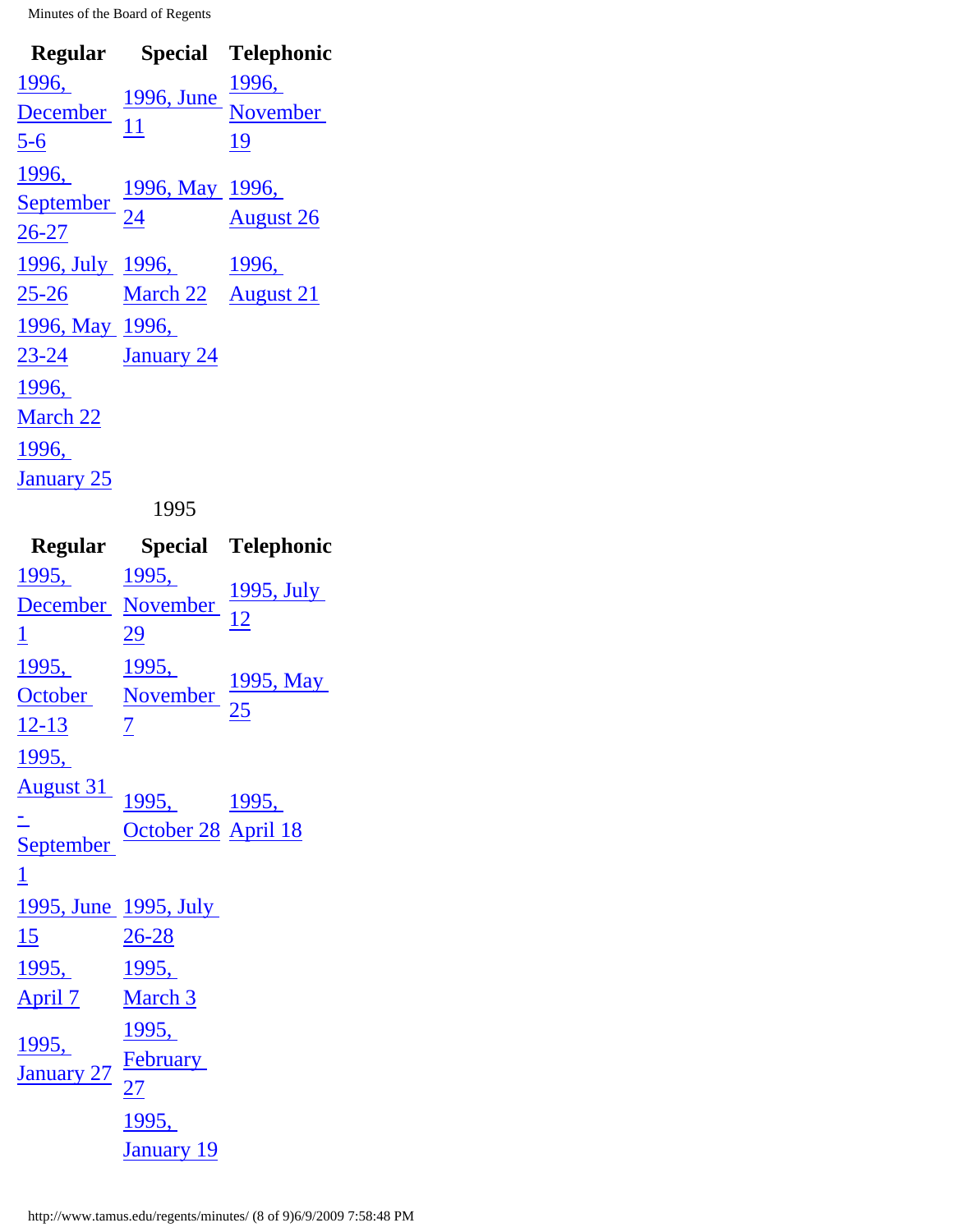| Regular | Special | Telephonic |
| --- | --- | --- |
| 1996, December 5-6 | 1996, June 11 | 1996, November 19 |
| 1996, September 26-27 | 1996, May 24 | 1996, August 26 |
| 1996, July 25-26 | 1996, March 22 | 1996, August 21 |
| 1996, May 23-24 | 1996, January 24 | |
| 1996, March 22 | | |
| 1996, January 25 | | |

1995

| Regular | Special | Telephonic |
| --- | --- | --- |
| 1995, December 1 | 1995, November 29 | 1995, July 12 |
| 1995, October 12-13 | 1995, November 7 | 1995, May 25 |
| 1995, August 31 - September 1 | 1995, October 28 | 1995, April 18 |
| 1995, June 15 | 1995, July 26-28 | |
| 1995, April 7 | 1995, March 3 | |
| 1995, January 27 | 1995, February 27 | |
| | 1995, January 19 | |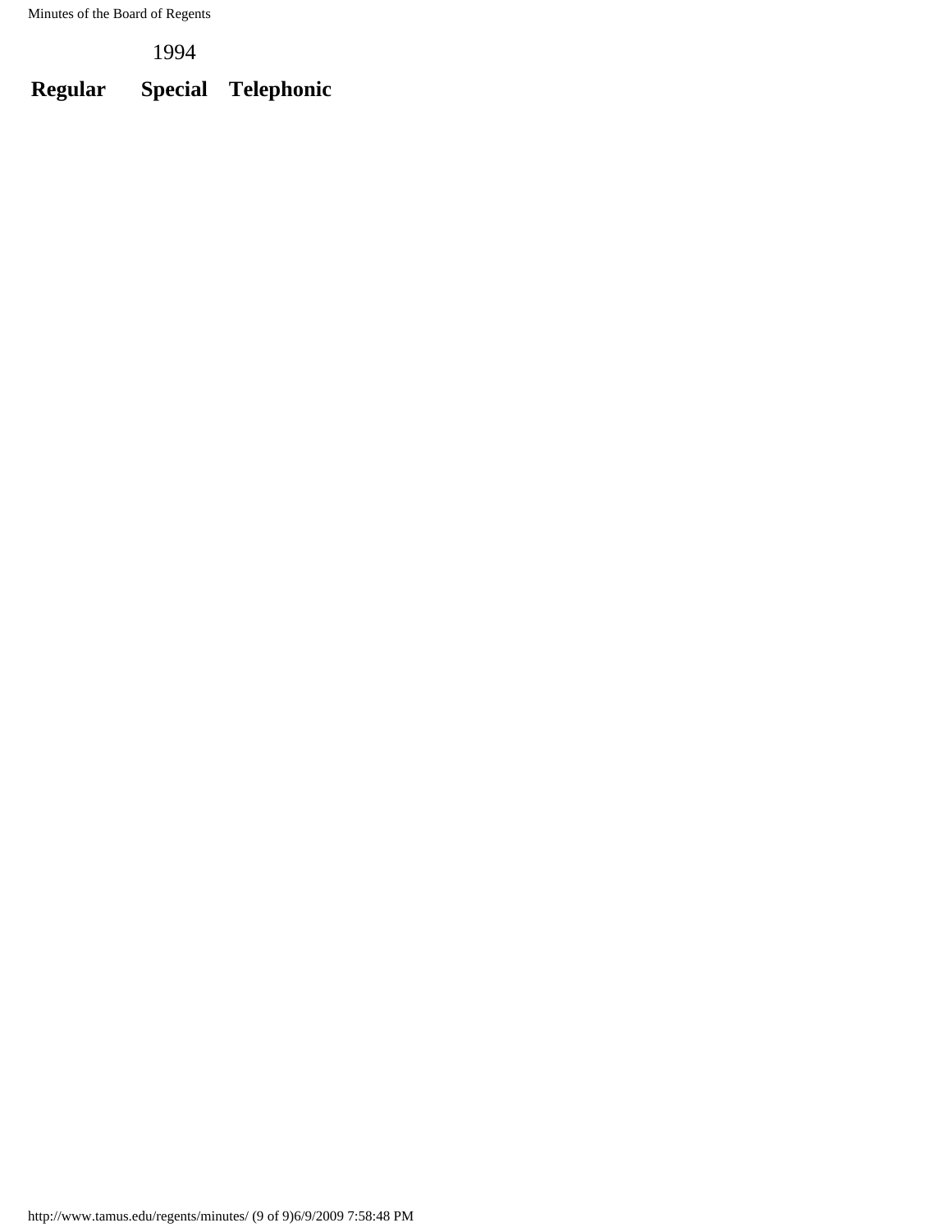1994

**Regular** **Special** **Telephonic**